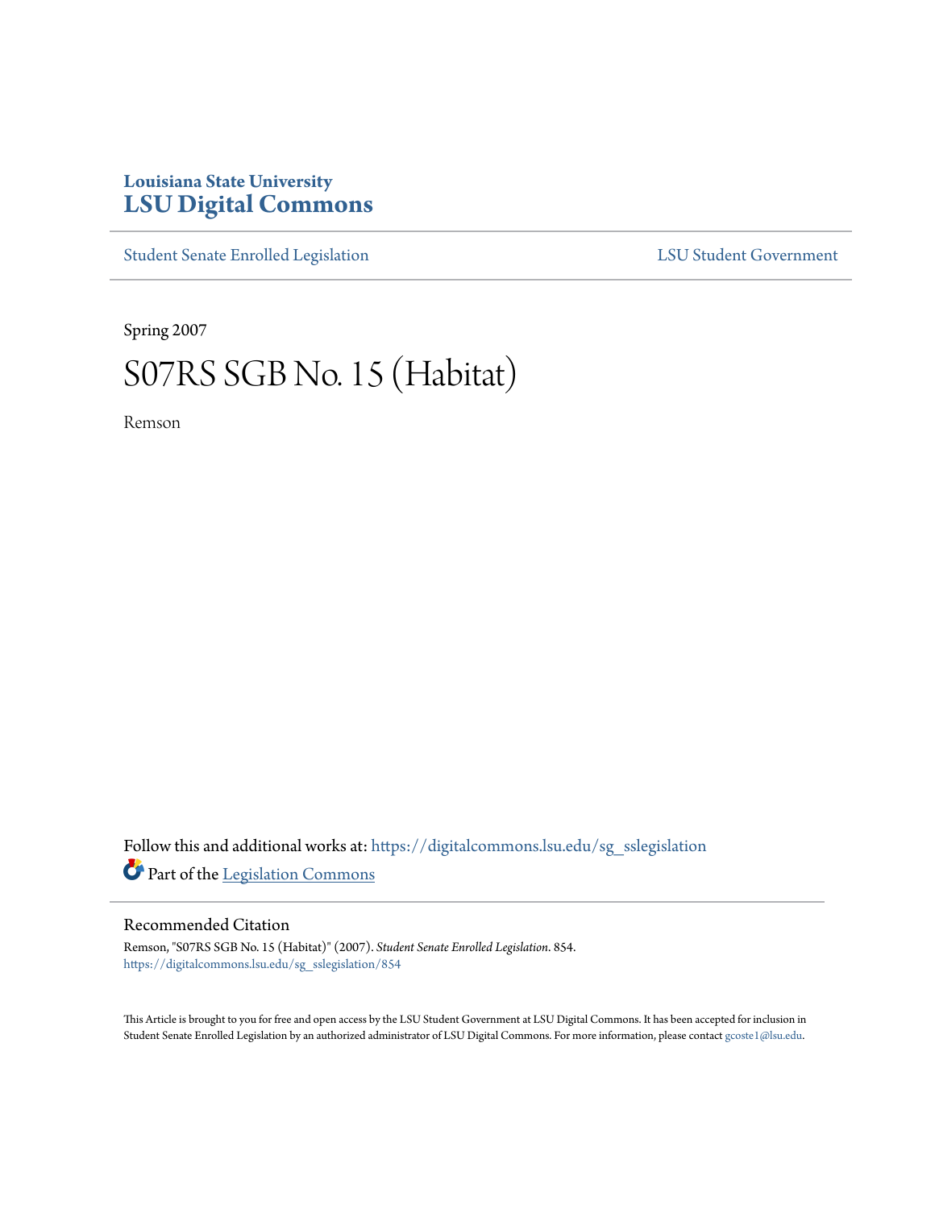# Louisiana State University
# LSU Digital Commons

Student Senate Enrolled Legislation | LSU Student Government

Spring 2007

# S07RS SGB No. 15 (Habitat)

Remson

Follow this and additional works at: https://digitalcommons.lsu.edu/sg_sslegislation

Part of the Legislation Commons

## Recommended Citation

Remson, "S07RS SGB No. 15 (Habitat)" (2007). *Student Senate Enrolled Legislation*. 854.
https://digitalcommons.lsu.edu/sg_sslegislation/854

This Article is brought to you for free and open access by the LSU Student Government at LSU Digital Commons. It has been accepted for inclusion in Student Senate Enrolled Legislation by an authorized administrator of LSU Digital Commons. For more information, please contact gcoste1@lsu.edu.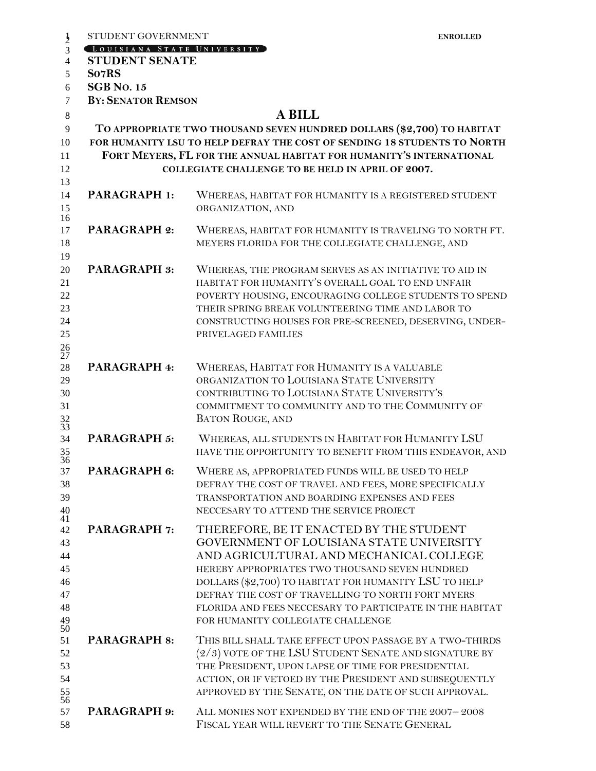STUDENT GOVERNMENT **ENROLLED**

LOUISIANA STATE UNIVERSITY

**STUDENT SENATE**
**S07RS**
**SGB NO. 15**
**BY: SENATOR REMSON**

# A BILL

**TO APPROPRIATE TWO THOUSAND SEVEN HUNDRED DOLLARS ($2,700) TO HABITAT FOR HUMANITY LSU TO HELP DEFRAY THE COST OF SENDING 18 STUDENTS TO NORTH FORT MEYERS, FL FOR THE ANNUAL HABITAT FOR HUMANITY'S INTERNATIONAL COLLEGIATE CHALLENGE TO BE HELD IN APRIL OF 2007.**

**PARAGRAPH 1:** WHEREAS, HABITAT FOR HUMANITY IS A REGISTERED STUDENT ORGANIZATION, AND

**PARAGRAPH 2:** WHEREAS, HABITAT FOR HUMANITY IS TRAVELING TO NORTH FT. MEYERS FLORIDA FOR THE COLLEGIATE CHALLENGE, AND

**PARAGRAPH 3:** WHEREAS, THE PROGRAM SERVES AS AN INITIATIVE TO AID IN HABITAT FOR HUMANITY'S OVERALL GOAL TO END UNFAIR POVERTY HOUSING, ENCOURAGING COLLEGE STUDENTS TO SPEND THEIR SPRING BREAK VOLUNTEERING TIME AND LABOR TO CONSTRUCTING HOUSES FOR PRE-SCREENED, DESERVING, UNDER-PRIVELAGED FAMILIES

**PARAGRAPH 4:** WHEREAS, HABITAT FOR HUMANITY IS A VALUABLE ORGANIZATION TO LOUISIANA STATE UNIVERSITY CONTRIBUTING TO LOUISIANA STATE UNIVERSITY'S COMMITMENT TO COMMUNITY AND TO THE COMMUNITY OF BATON ROUGE, AND

**PARAGRAPH 5:** WHEREAS, ALL STUDENTS IN HABITAT FOR HUMANITY LSU HAVE THE OPPORTUNITY TO BENEFIT FROM THIS ENDEAVOR, AND

**PARAGRAPH 6:** WHERE AS, APPROPRIATED FUNDS WILL BE USED TO HELP DEFRAY THE COST OF TRAVEL AND FEES, MORE SPECIFICALLY TRANSPORTATION AND BOARDING EXPENSES AND FEES NECCESARY TO ATTEND THE SERVICE PROJECT

**PARAGRAPH 7:** THEREFORE, BE IT ENACTED BY THE STUDENT GOVERNMENT OF LOUISIANA STATE UNIVERSITY AND AGRICULTURAL AND MECHANICAL COLLEGE HEREBY APPROPRIATES TWO THOUSAND SEVEN HUNDRED DOLLARS ($2,700) TO HABITAT FOR HUMANITY LSU TO HELP DEFRAY THE COST OF TRAVELLING TO NORTH FORT MYERS FLORIDA AND FEES NECCESARY TO PARTICIPATE IN THE HABITAT FOR HUMANITY COLLEGIATE CHALLENGE

**PARAGRAPH 8:** THIS BILL SHALL TAKE EFFECT UPON PASSAGE BY A TWO-THIRDS (2/3) VOTE OF THE LSU STUDENT SENATE AND SIGNATURE BY THE PRESIDENT, UPON LAPSE OF TIME FOR PRESIDENTIAL ACTION, OR IF VETOED BY THE PRESIDENT AND SUBSEQUENTLY APPROVED BY THE SENATE, ON THE DATE OF SUCH APPROVAL.

**PARAGRAPH 9:** ALL MONIES NOT EXPENDED BY THE END OF THE 2007– 2008 FISCAL YEAR WILL REVERT TO THE SENATE GENERAL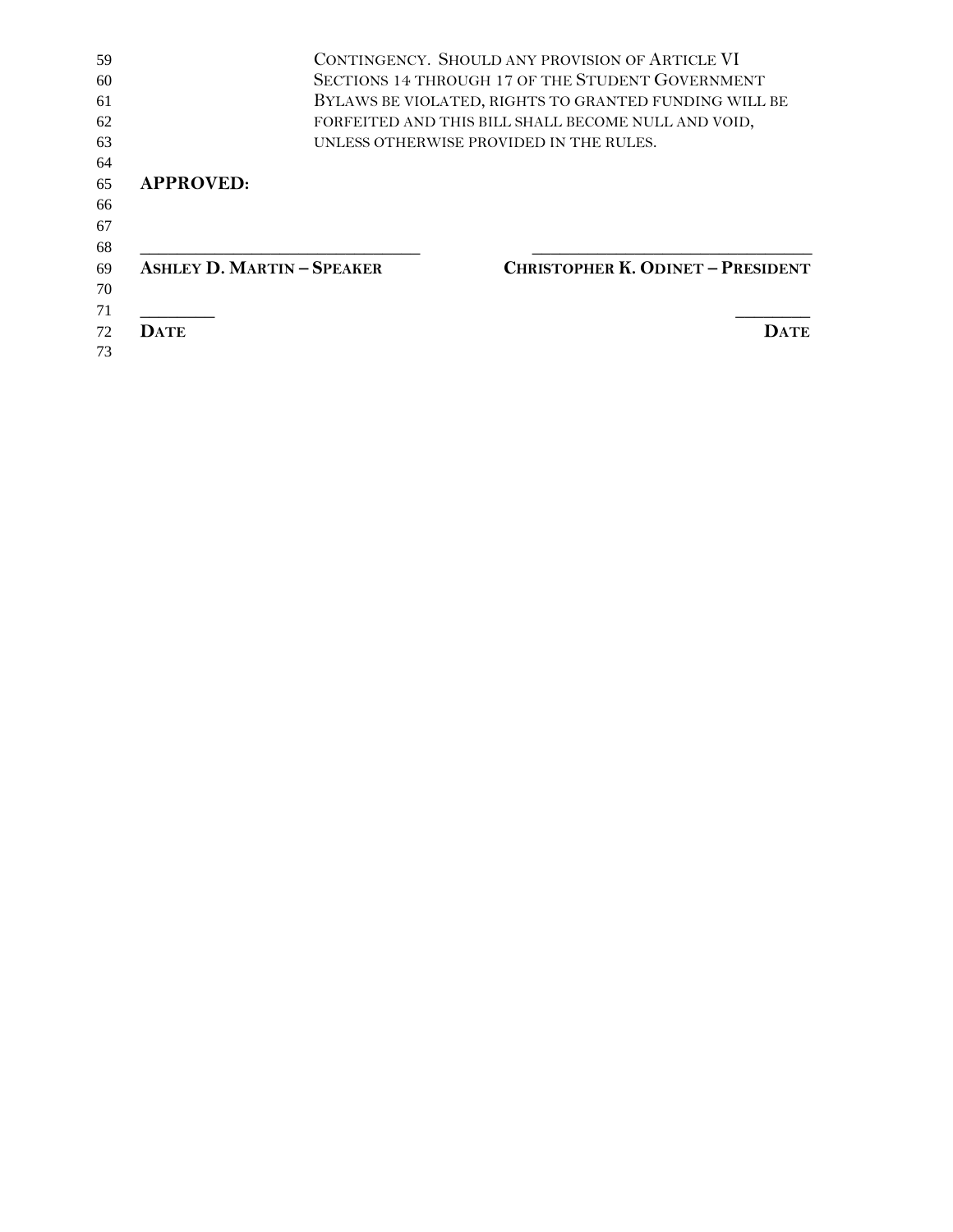CONTINGENCY. SHOULD ANY PROVISION OF ARTICLE VI SECTIONS 14 THROUGH 17 OF THE STUDENT GOVERNMENT BYLAWS BE VIOLATED, RIGHTS TO GRANTED FUNDING WILL BE FORFEITED AND THIS BILL SHALL BECOME NULL AND VOID, UNLESS OTHERWISE PROVIDED IN THE RULES.

**APPROVED:**

| | |
|---|---|
| ______________________________ | ______________________________ |
| **ASHLEY D. MARTIN – SPEAKER** | **CHRISTOPHER K. ODINET – PRESIDENT** |
| ________ | ________ |
| **DATE** | **DATE** |